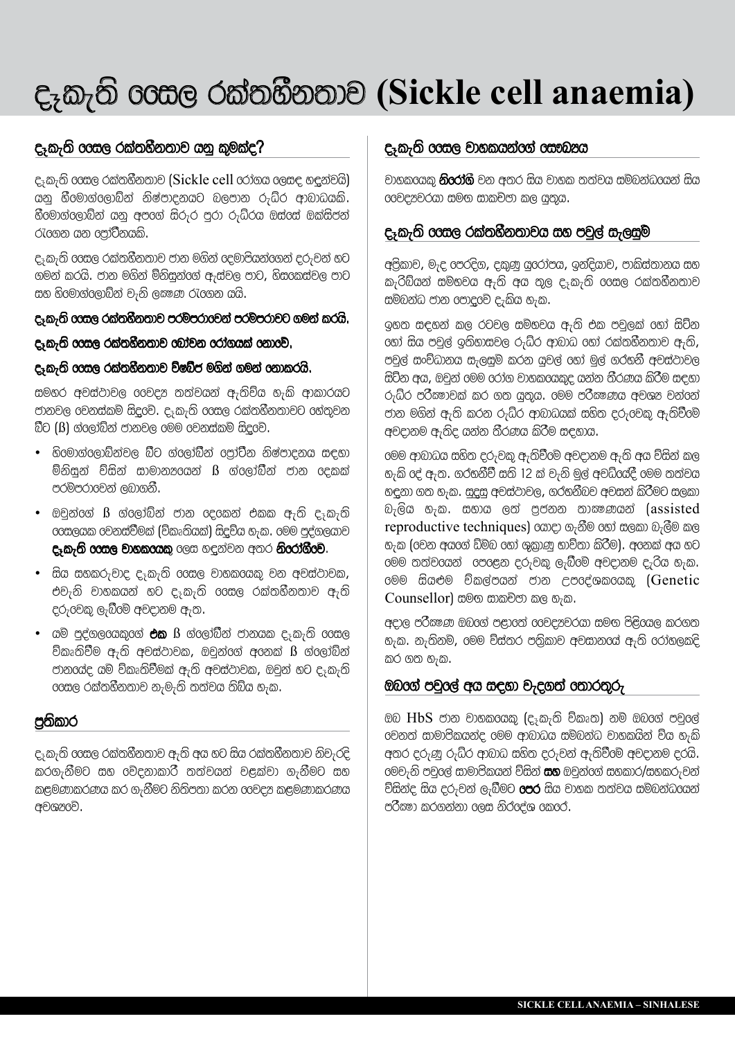# දැකැති සෛල රක්තහීනතාව (Sickle cell anaemia)

## දැකැති සෛල රක්තහීනතාව යනු කුමක්ද?

දැකැති සෛල රක්තහීනතාව (Sickle cell රෝගය ලෙසද හඳුන්වයි) යනු හිමොග්ලොබින් නිෂ්පාදනයට බලපාන රුධිර ආබාධයකි. හීමොග්ලොබින් යනු අපගේ සිරුර පුරා රුධිරය ඔස්සේ ඔක්සිජන් රැගෙන යන ප්‍රෝටීනයකි.

දැකැති සෛල රක්තහීනතාව ජාන මගින් දෙමාපියන්ගෙන් දරුවන් හට ගමන් කරයි. ජාන මගින් මිනිසුන්ගේ ඇස්වල පාට, හිසකෙස්වල පාට සහ හිමොග්ලොබින් වැනි ලක්ෂණ රැගෙන යයි.

**දැකැති සෛල රක්තහීනතාව පරම්පරාවෙන් පරම්පරාවට ගමන් කරයි.**

**දැකැති සෛල රක්තහීනතාව බෝවන රෝගයක් නොවේ.**

**දැකැති සෛල රක්තහීනතාව විෂබීජ මගින් ගමන් නොකරයි.**

සමහර අවස්ථාවල වෛද්‍ය තත්වයන් ඇතිවිය හැකි ආකාරයට ජානවල වෙනස්කම් සිදුවේ. දැකැති සෛල රක්තහීනතාවට හේතුවන බීට (ß) ග්ලෝබින් ජානවල මෙම වෙනස්කම් සිදුවේ.

- හිමොග්ලොබින්වල බීට ග්ලෝබින් ප්‍රෝටීන නිෂ්පාදනය සඳහා මිනිසුන් විසින් සාමාන්‍යයෙන් ß ග්ලෝබින් ජාන දෙකක් පරම්පරාවෙන් ලබාගනී.
- ඔවුන්ගේ ß ග්ලෝබින් ජාන දෙකෙන් එකක ඇති දැකැති සෛලයක වෙනස්වීමක් (විකෘතියක්) සිදුවිය හැක. මෙම පුද්ගලයාව **දැකැති සෛල වාහකයෙකු** ලෙස හඳුන්වන අතර **නිරෝගීවේ**.
- සිය සහකරුවාද දැකැති සෛල වාහකයෙකු වන අවස්ථාවක, එවැනි වාහකයන් හට දැකැති සෛල රක්තහීනතාව ඇති දරුවෙකු ලැබීමේ අවදානම ඇත.
- යම් පුද්ගලයෙකුගේ **එක** ß ග්ලෝබින් ජානයක දැකැති සෛල විකෘතිවීම ඇති අවස්ථාවක, ඔවුන්ගේ අනෙක් ß ග්ලෝබින් ජානයේද යම් විකෘතිවීමක් ඇති අවස්ථාවක, ඔවුන් හට දැකැති සෛල රක්තහීනතාව නැමැති තත්වය තිබිය හැක.

## ප්‍රතිකාර

දැකැති සෛල රක්තහීනතාව ඇති අය හට සිය රක්තහීනතාව නිවැරදි කරගැනීමට සහ වේදනාකාරී තත්වයන් වළක්වා ගැනීමට සහ කළමණාකරණය කර ගැනීමට නිතිපතා කරන වෛද්‍ය කළමණාකරණය අවශ්‍යවේ.

## දැකැති සෛල වාහකයන්ගේ සෞඛ්‍යය

වාහකයෙකු **නිරෝගී** වන අතර සිය වාහක තත්වය සම්බන්ධයෙන් සිය වෛද්‍යවරයා සමඟ සාකච්ඡා කල යුතුය.

## දැකැති සෛල රක්තහීනතාවය සහ පවුල් සැලසුම්

අප්‍රිකාව, මැද පෙරදිග, දකුණු යුරෝපය, ඉන්දියාව, පාකිස්තානය සහ කැරිබියන් සම්භවය ඇති අය තුල දැකැති සෛල රක්තහීනතාව සම්බන්ධ ජාන පොදුවේ දැකිය හැක.

ඉහත සඳහන් කල රටවල සම්භවය ඇති එක පවුලක් හෝ සිටින හෝ සිය පවුල් ඉතිහාසවල රුධිර ආබාධ හෝ රක්තහීනතාව ඇති, පවුල් සංවිධානය සැලසුම් කරන යුවල් හෝ මුල් ගර්භනී අවස්ථාවල සිටින අය, ඔවුන් මෙම රෝග වාහකයෙකුද යන්න තීරණය කිරීම සඳහා රුධිර පරීක්ෂාවක් කර ගත යුතුය. මෙම පරීක්ෂණය අවශ්‍ය වන්නේ ජාන මගින් ඇති කරන රුධිර ආබාධයක් සහිත දරුවෙකු ඇතිවීමේ අවදානම ඇතිද යන්න තීරණය කිරීම සඳහාය.

මෙම ආබාධය සහිත දරුවෙකු ඇතිවීමේ අවදානම ඇති අය විසින් කල හැකි දේ ඇත. ගර්භනීව් සති 12 ක් වැනි මුල් අවධියේදී මෙම තත්වය හඳුනා ගත හැක. සුදුසු අවස්ථාවල, ගර්භනීබව අවසන් කිරීමට සලකා බැලිය හැක. සහාය ලත් ප්‍රජනන තාක්ෂණයන් (assisted reproductive techniques) යොදා ගැනීම හෝ සලකා බැලීම කල හැක (වෙන අයගේ ඩිම්බ හෝ ශුක්‍රාණු භාවිතා කිරීම). අනෙක් අය හට මෙම තත්වයෙන් පෙළෙන දරුවෙකු ලැබීමේ අවදානම දැරිය හැක. මෙම සියළුම විකල්පයන් ජාන උපදේශකයෙකු (Genetic Counsellor) සමඟ සාකච්ඡා කල හැක.

අදාල පරීක්ෂණ ඔබගේ පළාතේ වෛද්‍යවරයා සමඟ පිළියෙල කරගත හැක. නැතිනම්, මෙම විස්තර පත්‍රිකාව අවසානයේ ඇති රෝහලකදී කර ගත හැක.

## ඔබගේ පවුලේ අය සඳහා වැදගත් තොරතුරු

ඔබ HbS ජාන වාහකයෙකු (දැකැති විකෘත) නම් ඔබගේ පවුලේ වෙනත් සාමාජිකයන්ද මෙම ආබාධය සම්බන්ධ වාහකයින් විය හැකි අතර දරුණු රුධිර ආබාධ සහිත දරුවන් ඇතිවීමේ අවදානම දරයි. මෙවැනි පවුලේ සාමාජිකයන් විසින් **සහ** ඔවුන්ගේ සහකාර/සහකරුවන් විසින්ද සිය දරුවන් ලැබීමට **පෙර** සිය වාහක තත්වය සම්බන්ධයෙන් පරීක්ෂා කරගන්නා ලෙස නිර්දේශ කෙරේ.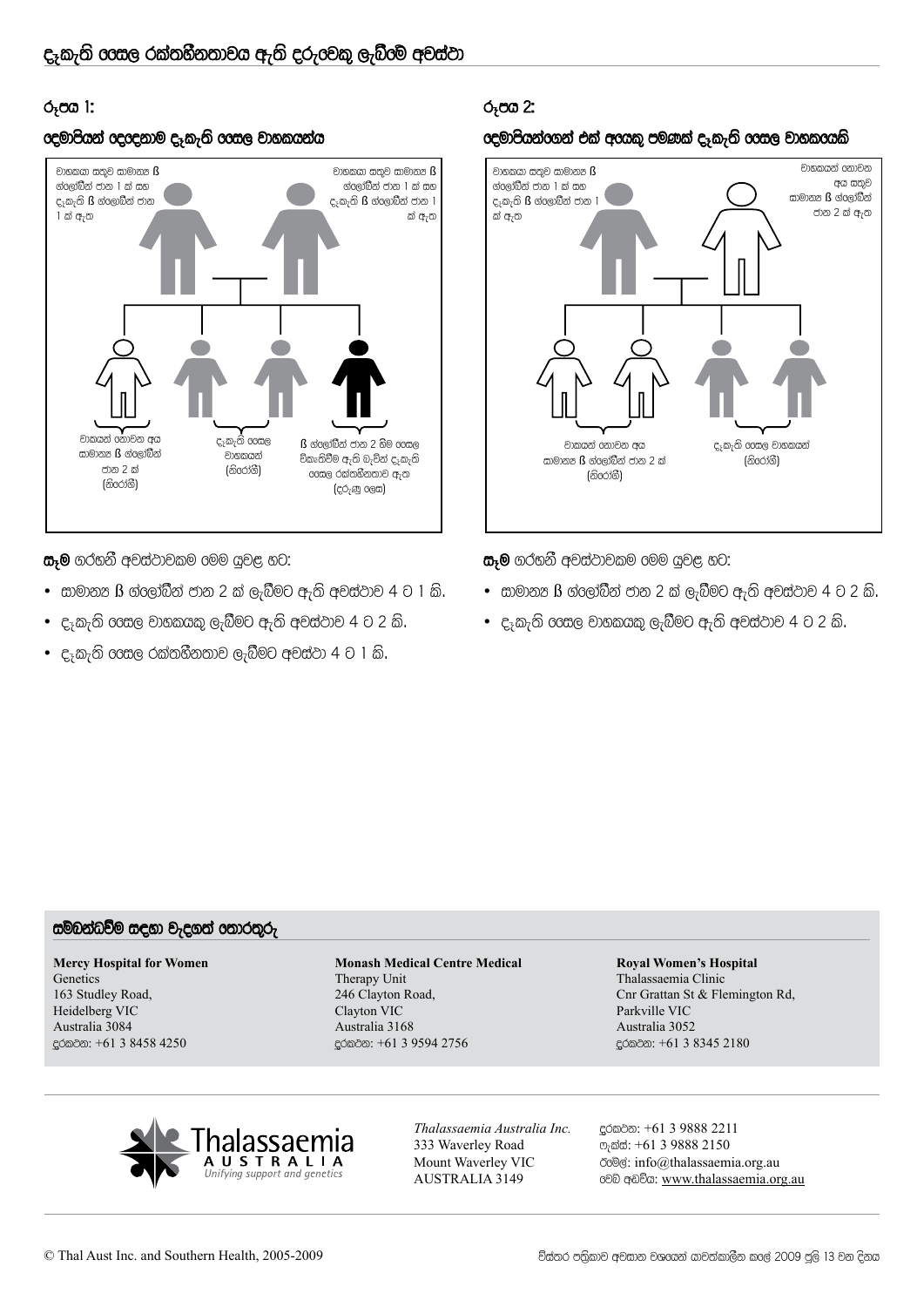# දැකැති සෛල රක්තහීනතාවය ඇති දරුවෙකු ලැබීමේ අවස්ථා

## රූපය 1:

### දෙමාපියන් දෙදෙනාම දැකැති සෛල වාහකයන්ය

වාහකයා සතුව සාමාන්‍ය ß ග්ලොබීන් ජාන 1 ක් සහ දැකැති ß ග්ලොබීන් ජාන 1 ක් ඇත

වාහකයා සතුව සාමාන්‍ය ß ග්ලොබීන් ජාන 1 ක් සහ දැකැති ß ග්ලොබීන් ජාන 1 ක් ඇත

වාහකයන් නොවන අය සාමාන්‍ය ß ග්ලොබීන් ජාන 2 ක් (නිරෝගී)

දැකැති සෛල වාහකයන් (නිරෝගී)

ß ග්ලොබීන් ජාන 2 හිම සෛල විකෘතිවීම ඇති බැවින් දැකැති සෛල රක්තහීනතාව ඇත (දරුණු රෝග)

**සෑම** ගර්භනී අවස්ථාවකම මෙම යුවළ හට:

- සාමාන්‍ය ß ග්ලෝබීන් ජාන 2 ක් ලැබීමට ඇති අවස්ථාව 4 ට 1 කි.
- දැකැති සෛල වාහකයකු ලැබීමට ඇති අවස්ථාව 4 ට 2 කි.
- දැකැති සෛල රක්තහීනතාව ලැබීමට අවස්ථා 4 ට 1 කි.

## රූපය 2:

### දෙමාපියන්ගෙන් එක් අයෙකු පමණක් දැකැති සෛල වාහකයෙකි

වාහකයා සතුව සාමාන්‍ය ß ග්ලොබීන් ජාන 1 ක් සහ දැකැති ß ග්ලොබීන් ජාන 1 ක් ඇත

වාහකයන් නොවන අය සතුව සාමාන්‍ය ß ග්ලොබීන් ජාන 2 ක් ඇත

වාහකයන් නොවන අය සාමාන්‍ය ß ග්ලොබීන් ජාන 2 ක් (නිරෝගී)

දැකැති සෛල වාහකයන් (නිරෝගී)

**සෑම** ගර්භනී අවස්ථාවකම මෙම යුවළ හට:

- සාමාන්‍ය ß ග්ලෝබීන් ජාන 2 ක් ලැබීමට ඇති අවස්ථාව 4 ට 2 කි.
- දැකැති සෛල වාහකයකු ලැබීමට ඇති අවස්ථාව 4 ට 2 කි.

## සම්බන්ධවීම සඳහා වැදගත් තොරතුරු

**Mercy Hospital for Women**
Genetics
163 Studley Road,
Heidelberg VIC
Australia 3084
දුරකථන: +61 3 8458 4250

**Monash Medical Centre Medical**
Therapy Unit
246 Clayton Road,
Clayton VIC
Australia 3168
දුරකථන: +61 3 9594 2756

**Royal Women's Hospital**
Thalassaemia Clinic
Cnr Grattan St & Flemington Rd,
Parkville VIC
Australia 3052
දුරකථන: +61 3 8345 2180

Thalassaemia AUSTRALIA
*Unifying support and genetics*

*Thalassaemia Australia Inc.*
333 Waverley Road
Mount Waverley VIC
AUSTRALIA 3149

දුරකථන: +61 3 9888 2211
ෆැක්ස්: +61 3 9888 2150
ඊමේල්: info@thalassaemia.org.au
වෙබ් අඩවිය: www.thalassaemia.org.au

© Thal Aust Inc. and Southern Health, 2005-2009

විස්තර පත්‍රිකාව අවසාන වශයෙන් යාවත්කාලීන කලේ 2009 ජූලි 13 වන දිනය